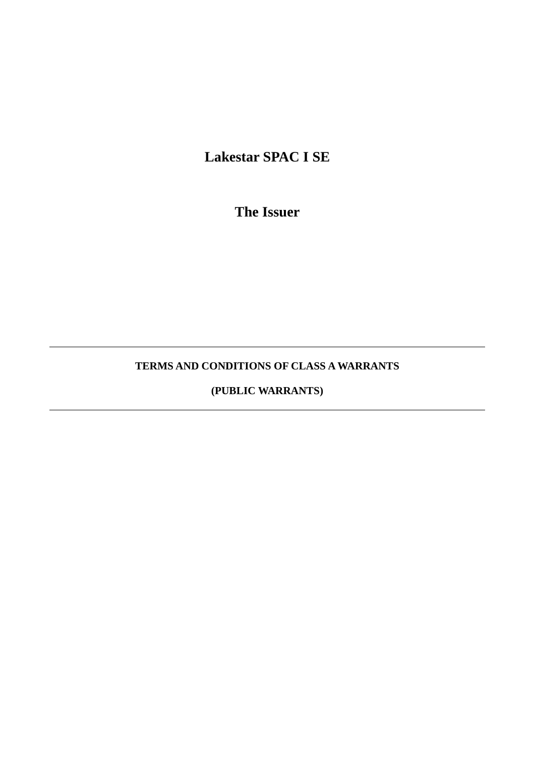# Lakestar SPAC I SE

## The Issuer

---

**TERMS AND CONDITIONS OF CLASS A WARRANTS**

**(PUBLIC WARRANTS)**

---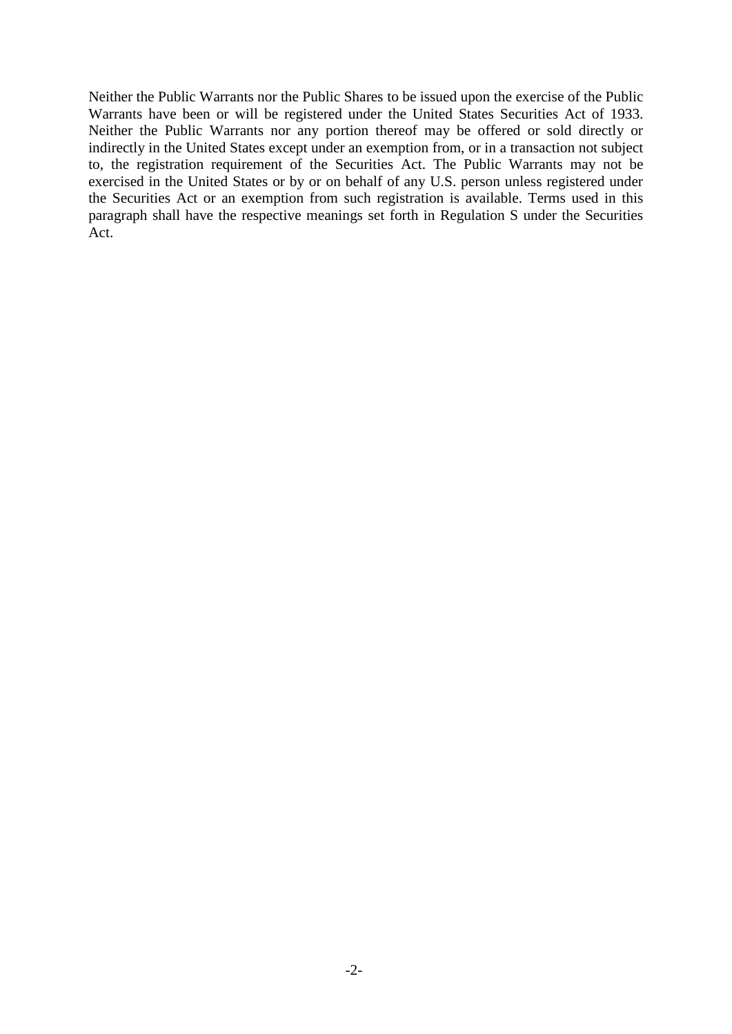Neither the Public Warrants nor the Public Shares to be issued upon the exercise of the Public Warrants have been or will be registered under the United States Securities Act of 1933. Neither the Public Warrants nor any portion thereof may be offered or sold directly or indirectly in the United States except under an exemption from, or in a transaction not subject to, the registration requirement of the Securities Act. The Public Warrants may not be exercised in the United States or by or on behalf of any U.S. person unless registered under the Securities Act or an exemption from such registration is available. Terms used in this paragraph shall have the respective meanings set forth in Regulation S under the Securities Act.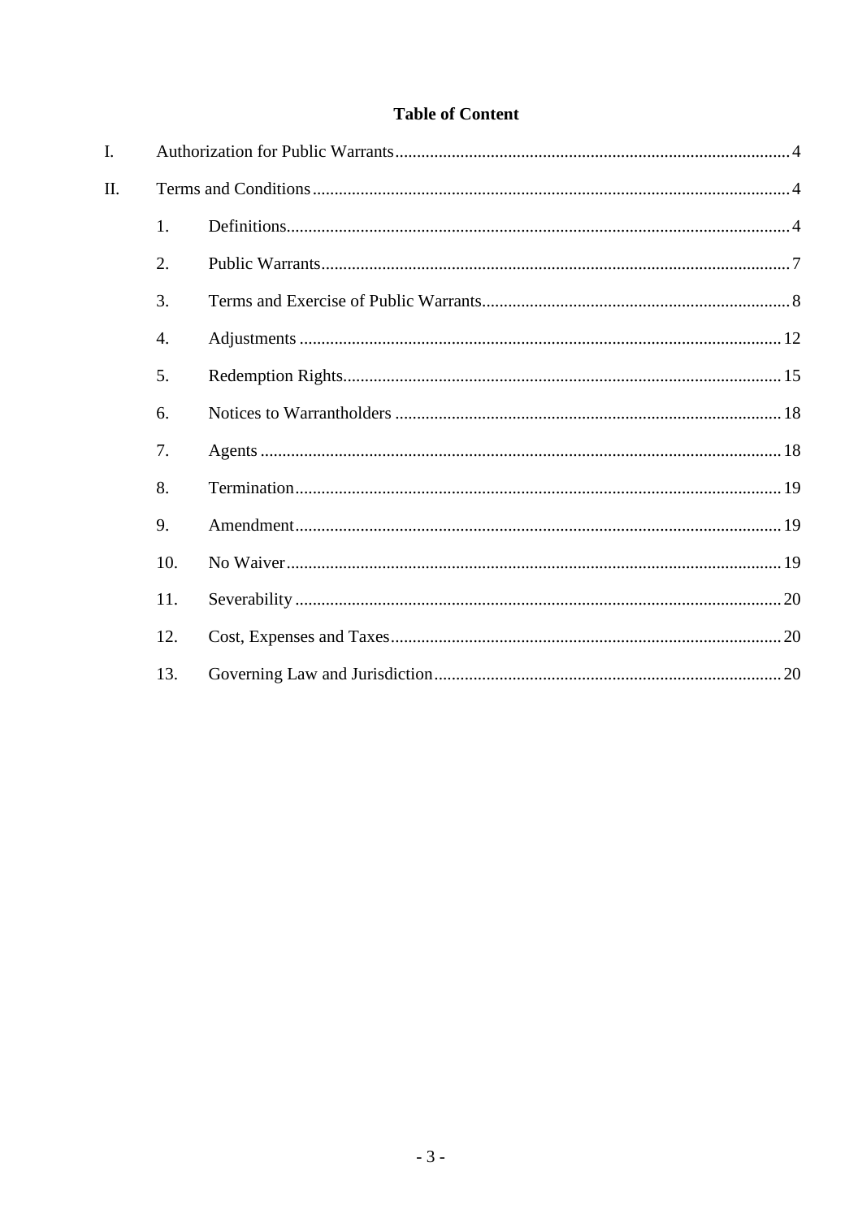**Table of Content**

I. Authorization for Public Warrants 4

II. Terms and Conditions 4

1. Definitions 4
2. Public Warrants 7
3. Terms and Exercise of Public Warrants 8
4. Adjustments 12
5. Redemption Rights 15
6. Notices to Warrantholders 18
7. Agents 18
8. Termination 19
9. Amendment 19
10. No Waiver 19
11. Severability 20
12. Cost, Expenses and Taxes 20
13. Governing Law and Jurisdiction 20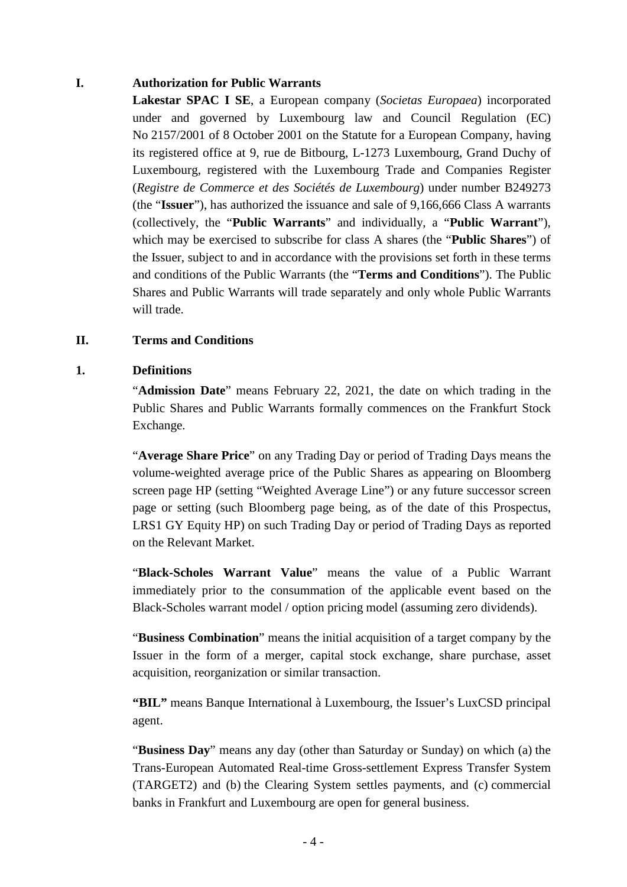## I. Authorization for Public Warrants

**Lakestar SPAC I SE**, a European company (*Societas Europaea*) incorporated under and governed by Luxembourg law and Council Regulation (EC) No 2157/2001 of 8 October 2001 on the Statute for a European Company, having its registered office at 9, rue de Bitbourg, L-1273 Luxembourg, Grand Duchy of Luxembourg, registered with the Luxembourg Trade and Companies Register (*Registre de Commerce et des Sociétés de Luxembourg*) under number B249273 (the "**Issuer**"), has authorized the issuance and sale of 9,166,666 Class A warrants (collectively, the "**Public Warrants**" and individually, a "**Public Warrant**"), which may be exercised to subscribe for class A shares (the "**Public Shares**") of the Issuer, subject to and in accordance with the provisions set forth in these terms and conditions of the Public Warrants (the "**Terms and Conditions**"). The Public Shares and Public Warrants will trade separately and only whole Public Warrants will trade.

## II. Terms and Conditions

### 1. Definitions

"**Admission Date**" means February 22, 2021, the date on which trading in the Public Shares and Public Warrants formally commences on the Frankfurt Stock Exchange.

"**Average Share Price**" on any Trading Day or period of Trading Days means the volume-weighted average price of the Public Shares as appearing on Bloomberg screen page HP (setting "Weighted Average Line") or any future successor screen page or setting (such Bloomberg page being, as of the date of this Prospectus, LRS1 GY Equity HP) on such Trading Day or period of Trading Days as reported on the Relevant Market.

"**Black-Scholes Warrant Value**" means the value of a Public Warrant immediately prior to the consummation of the applicable event based on the Black-Scholes warrant model / option pricing model (assuming zero dividends).

"**Business Combination**" means the initial acquisition of a target company by the Issuer in the form of a merger, capital stock exchange, share purchase, asset acquisition, reorganization or similar transaction.

**"BIL"** means Banque International à Luxembourg, the Issuer's LuxCSD principal agent.

"**Business Day**" means any day (other than Saturday or Sunday) on which (a) the Trans-European Automated Real-time Gross-settlement Express Transfer System (TARGET2) and (b) the Clearing System settles payments, and (c) commercial banks in Frankfurt and Luxembourg are open for general business.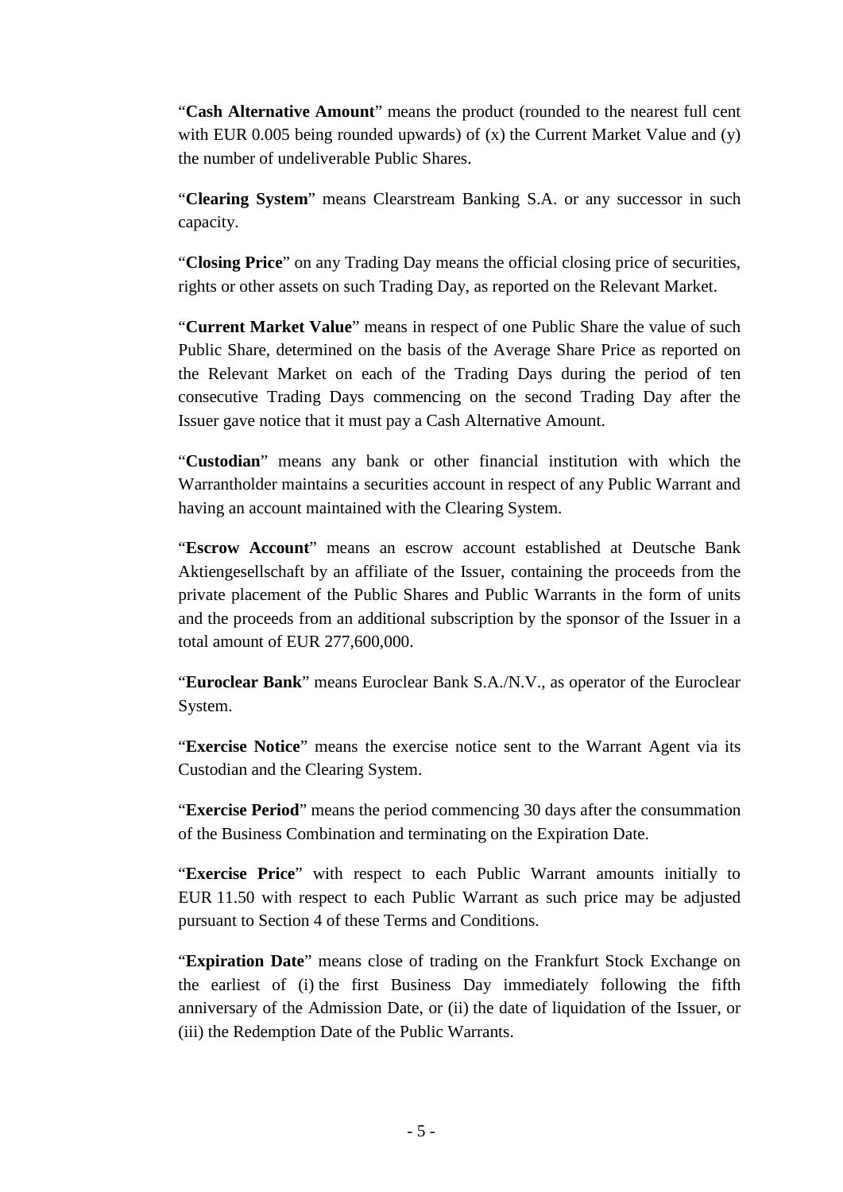"**Cash Alternative Amount**" means the product (rounded to the nearest full cent with EUR 0.005 being rounded upwards) of (x) the Current Market Value and (y) the number of undeliverable Public Shares.

"**Clearing System**" means Clearstream Banking S.A. or any successor in such capacity.

"**Closing Price**" on any Trading Day means the official closing price of securities, rights or other assets on such Trading Day, as reported on the Relevant Market.

"**Current Market Value**" means in respect of one Public Share the value of such Public Share, determined on the basis of the Average Share Price as reported on the Relevant Market on each of the Trading Days during the period of ten consecutive Trading Days commencing on the second Trading Day after the Issuer gave notice that it must pay a Cash Alternative Amount.

"**Custodian**" means any bank or other financial institution with which the Warrantholder maintains a securities account in respect of any Public Warrant and having an account maintained with the Clearing System.

"**Escrow Account**" means an escrow account established at Deutsche Bank Aktiengesellschaft by an affiliate of the Issuer, containing the proceeds from the private placement of the Public Shares and Public Warrants in the form of units and the proceeds from an additional subscription by the sponsor of the Issuer in a total amount of EUR 277,600,000.

"**Euroclear Bank**" means Euroclear Bank S.A./N.V., as operator of the Euroclear System.

"**Exercise Notice**" means the exercise notice sent to the Warrant Agent via its Custodian and the Clearing System.

"**Exercise Period**" means the period commencing 30 days after the consummation of the Business Combination and terminating on the Expiration Date.

"**Exercise Price**" with respect to each Public Warrant amounts initially to EUR 11.50 with respect to each Public Warrant as such price may be adjusted pursuant to Section 4 of these Terms and Conditions.

"**Expiration Date**" means close of trading on the Frankfurt Stock Exchange on the earliest of (i) the first Business Day immediately following the fifth anniversary of the Admission Date, or (ii) the date of liquidation of the Issuer, or (iii) the Redemption Date of the Public Warrants.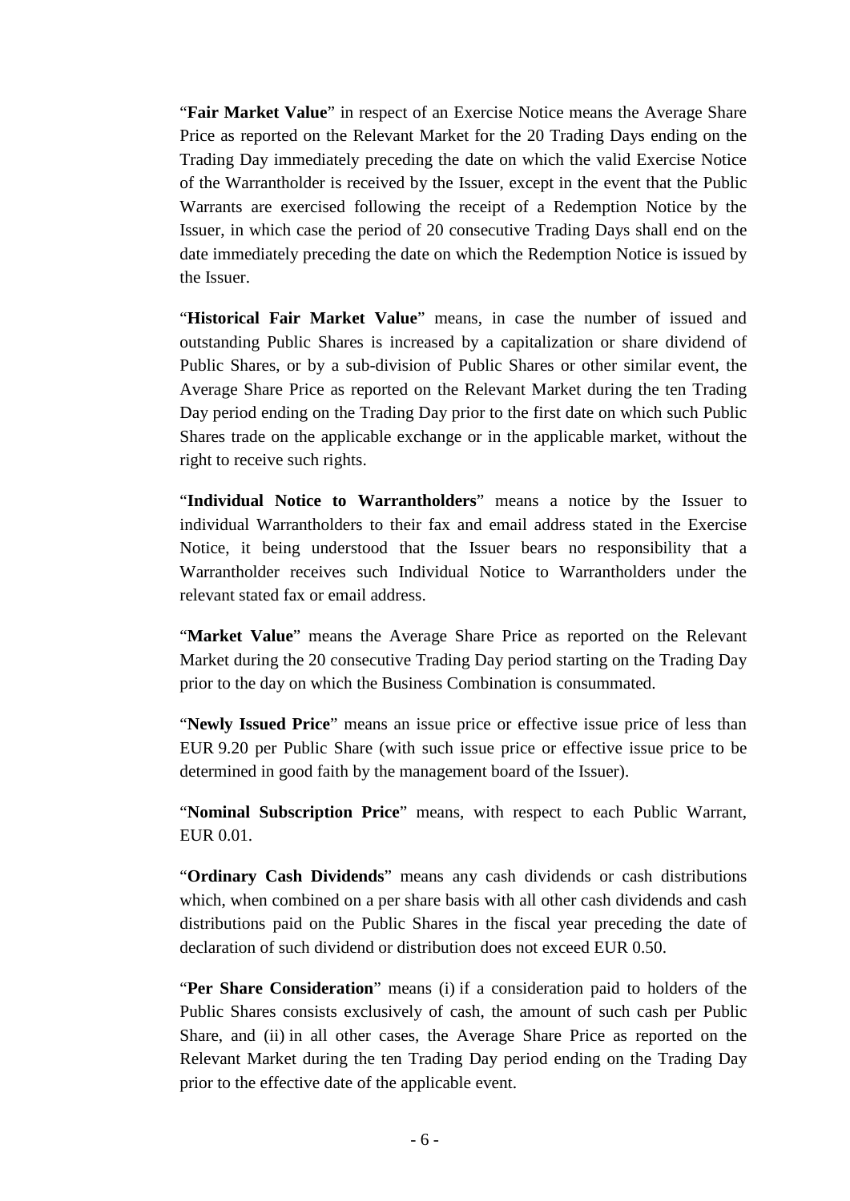"**Fair Market Value**" in respect of an Exercise Notice means the Average Share Price as reported on the Relevant Market for the 20 Trading Days ending on the Trading Day immediately preceding the date on which the valid Exercise Notice of the Warrantholder is received by the Issuer, except in the event that the Public Warrants are exercised following the receipt of a Redemption Notice by the Issuer, in which case the period of 20 consecutive Trading Days shall end on the date immediately preceding the date on which the Redemption Notice is issued by the Issuer.

"**Historical Fair Market Value**" means, in case the number of issued and outstanding Public Shares is increased by a capitalization or share dividend of Public Shares, or by a sub-division of Public Shares or other similar event, the Average Share Price as reported on the Relevant Market during the ten Trading Day period ending on the Trading Day prior to the first date on which such Public Shares trade on the applicable exchange or in the applicable market, without the right to receive such rights.

"**Individual Notice to Warrantholders**" means a notice by the Issuer to individual Warrantholders to their fax and email address stated in the Exercise Notice, it being understood that the Issuer bears no responsibility that a Warrantholder receives such Individual Notice to Warrantholders under the relevant stated fax or email address.

"**Market Value**" means the Average Share Price as reported on the Relevant Market during the 20 consecutive Trading Day period starting on the Trading Day prior to the day on which the Business Combination is consummated.

"**Newly Issued Price**" means an issue price or effective issue price of less than EUR 9.20 per Public Share (with such issue price or effective issue price to be determined in good faith by the management board of the Issuer).

"**Nominal Subscription Price**" means, with respect to each Public Warrant, EUR 0.01.

"**Ordinary Cash Dividends**" means any cash dividends or cash distributions which, when combined on a per share basis with all other cash dividends and cash distributions paid on the Public Shares in the fiscal year preceding the date of declaration of such dividend or distribution does not exceed EUR 0.50.

"**Per Share Consideration**" means (i) if a consideration paid to holders of the Public Shares consists exclusively of cash, the amount of such cash per Public Share, and (ii) in all other cases, the Average Share Price as reported on the Relevant Market during the ten Trading Day period ending on the Trading Day prior to the effective date of the applicable event.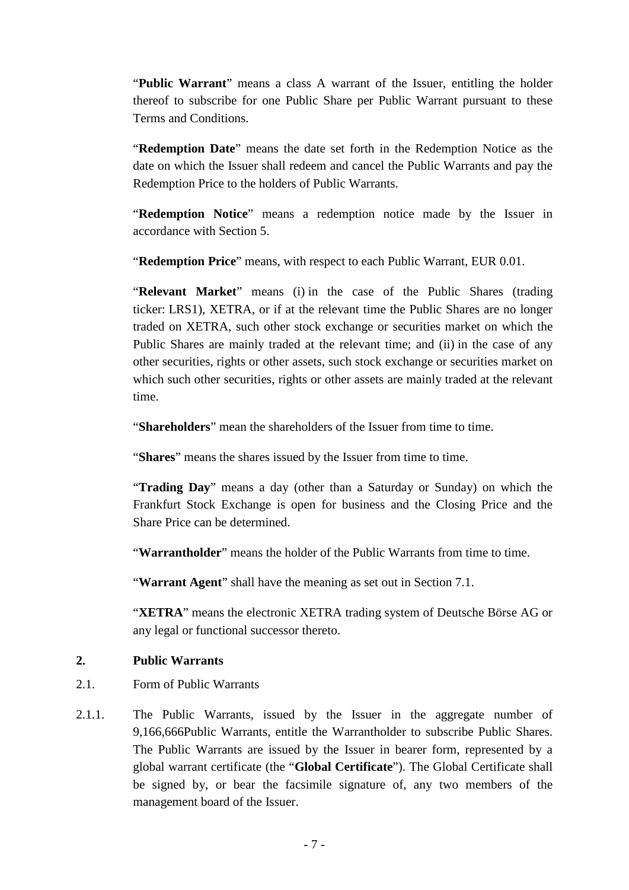"**Public Warrant**" means a class A warrant of the Issuer, entitling the holder thereof to subscribe for one Public Share per Public Warrant pursuant to these Terms and Conditions.

"**Redemption Date**" means the date set forth in the Redemption Notice as the date on which the Issuer shall redeem and cancel the Public Warrants and pay the Redemption Price to the holders of Public Warrants.

"**Redemption Notice**" means a redemption notice made by the Issuer in accordance with Section 5.

"**Redemption Price**" means, with respect to each Public Warrant, EUR 0.01.

"**Relevant Market**" means (i) in the case of the Public Shares (trading ticker: LRS1), XETRA, or if at the relevant time the Public Shares are no longer traded on XETRA, such other stock exchange or securities market on which the Public Shares are mainly traded at the relevant time; and (ii) in the case of any other securities, rights or other assets, such stock exchange or securities market on which such other securities, rights or other assets are mainly traded at the relevant time.

"**Shareholders**" mean the shareholders of the Issuer from time to time.

"**Shares**" means the shares issued by the Issuer from time to time.

"**Trading Day**" means a day (other than a Saturday or Sunday) on which the Frankfurt Stock Exchange is open for business and the Closing Price and the Share Price can be determined.

"**Warrantholder**" means the holder of the Public Warrants from time to time.

"**Warrant Agent**" shall have the meaning as set out in Section 7.1.

"**XETRA**" means the electronic XETRA trading system of Deutsche Börse AG or any legal or functional successor thereto.

## 2. Public Warrants

2.1. Form of Public Warrants

2.1.1. The Public Warrants, issued by the Issuer in the aggregate number of 9,166,666Public Warrants, entitle the Warrantholder to subscribe Public Shares. The Public Warrants are issued by the Issuer in bearer form, represented by a global warrant certificate (the "**Global Certificate**"). The Global Certificate shall be signed by, or bear the facsimile signature of, any two members of the management board of the Issuer.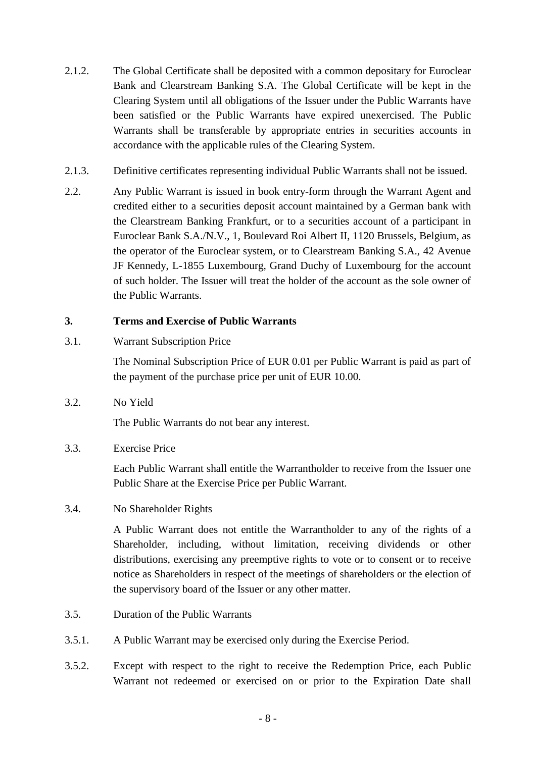2.1.2. The Global Certificate shall be deposited with a common depositary for Euroclear Bank and Clearstream Banking S.A. The Global Certificate will be kept in the Clearing System until all obligations of the Issuer under the Public Warrants have been satisfied or the Public Warrants have expired unexercised. The Public Warrants shall be transferable by appropriate entries in securities accounts in accordance with the applicable rules of the Clearing System.

2.1.3. Definitive certificates representing individual Public Warrants shall not be issued.

2.2. Any Public Warrant is issued in book entry-form through the Warrant Agent and credited either to a securities deposit account maintained by a German bank with the Clearstream Banking Frankfurt, or to a securities account of a participant in Euroclear Bank S.A./N.V., 1, Boulevard Roi Albert II, 1120 Brussels, Belgium, as the operator of the Euroclear system, or to Clearstream Banking S.A., 42 Avenue JF Kennedy, L-1855 Luxembourg, Grand Duchy of Luxembourg for the account of such holder. The Issuer will treat the holder of the account as the sole owner of the Public Warrants.

## 3. Terms and Exercise of Public Warrants

3.1. Warrant Subscription Price

The Nominal Subscription Price of EUR 0.01 per Public Warrant is paid as part of the payment of the purchase price per unit of EUR 10.00.

3.2. No Yield

The Public Warrants do not bear any interest.

3.3. Exercise Price

Each Public Warrant shall entitle the Warrantholder to receive from the Issuer one Public Share at the Exercise Price per Public Warrant.

3.4. No Shareholder Rights

A Public Warrant does not entitle the Warrantholder to any of the rights of a Shareholder, including, without limitation, receiving dividends or other distributions, exercising any preemptive rights to vote or to consent or to receive notice as Shareholders in respect of the meetings of shareholders or the election of the supervisory board of the Issuer or any other matter.

3.5. Duration of the Public Warrants

3.5.1. A Public Warrant may be exercised only during the Exercise Period.

3.5.2. Except with respect to the right to receive the Redemption Price, each Public Warrant not redeemed or exercised on or prior to the Expiration Date shall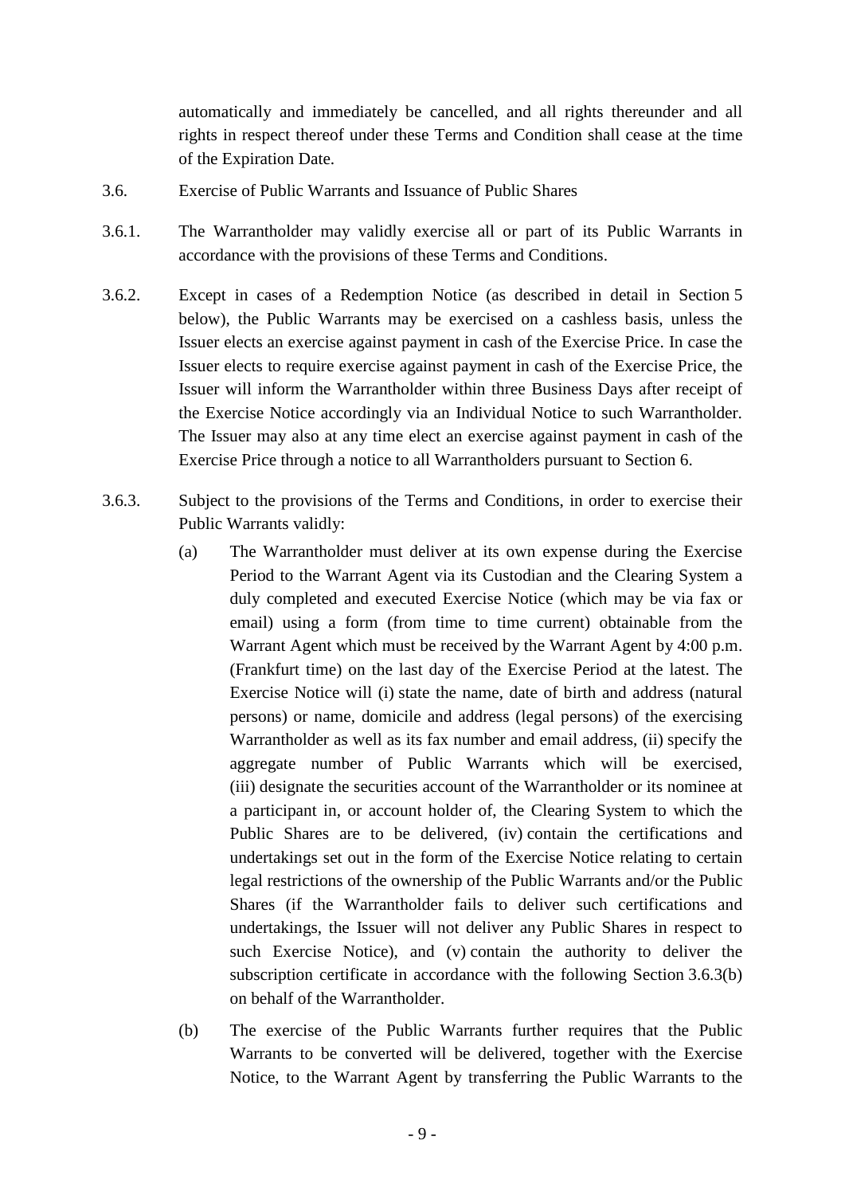automatically and immediately be cancelled, and all rights thereunder and all rights in respect thereof under these Terms and Condition shall cease at the time of the Expiration Date.

3.6. Exercise of Public Warrants and Issuance of Public Shares

3.6.1. The Warrantholder may validly exercise all or part of its Public Warrants in accordance with the provisions of these Terms and Conditions.

3.6.2. Except in cases of a Redemption Notice (as described in detail in Section 5 below), the Public Warrants may be exercised on a cashless basis, unless the Issuer elects an exercise against payment in cash of the Exercise Price. In case the Issuer elects to require exercise against payment in cash of the Exercise Price, the Issuer will inform the Warrantholder within three Business Days after receipt of the Exercise Notice accordingly via an Individual Notice to such Warrantholder. The Issuer may also at any time elect an exercise against payment in cash of the Exercise Price through a notice to all Warrantholders pursuant to Section 6.

3.6.3. Subject to the provisions of the Terms and Conditions, in order to exercise their Public Warrants validly:

(a) The Warrantholder must deliver at its own expense during the Exercise Period to the Warrant Agent via its Custodian and the Clearing System a duly completed and executed Exercise Notice (which may be via fax or email) using a form (from time to time current) obtainable from the Warrant Agent which must be received by the Warrant Agent by 4:00 p.m. (Frankfurt time) on the last day of the Exercise Period at the latest. The Exercise Notice will (i) state the name, date of birth and address (natural persons) or name, domicile and address (legal persons) of the exercising Warrantholder as well as its fax number and email address, (ii) specify the aggregate number of Public Warrants which will be exercised, (iii) designate the securities account of the Warrantholder or its nominee at a participant in, or account holder of, the Clearing System to which the Public Shares are to be delivered, (iv) contain the certifications and undertakings set out in the form of the Exercise Notice relating to certain legal restrictions of the ownership of the Public Warrants and/or the Public Shares (if the Warrantholder fails to deliver such certifications and undertakings, the Issuer will not deliver any Public Shares in respect to such Exercise Notice), and (v) contain the authority to deliver the subscription certificate in accordance with the following Section 3.6.3(b) on behalf of the Warrantholder.

(b) The exercise of the Public Warrants further requires that the Public Warrants to be converted will be delivered, together with the Exercise Notice, to the Warrant Agent by transferring the Public Warrants to the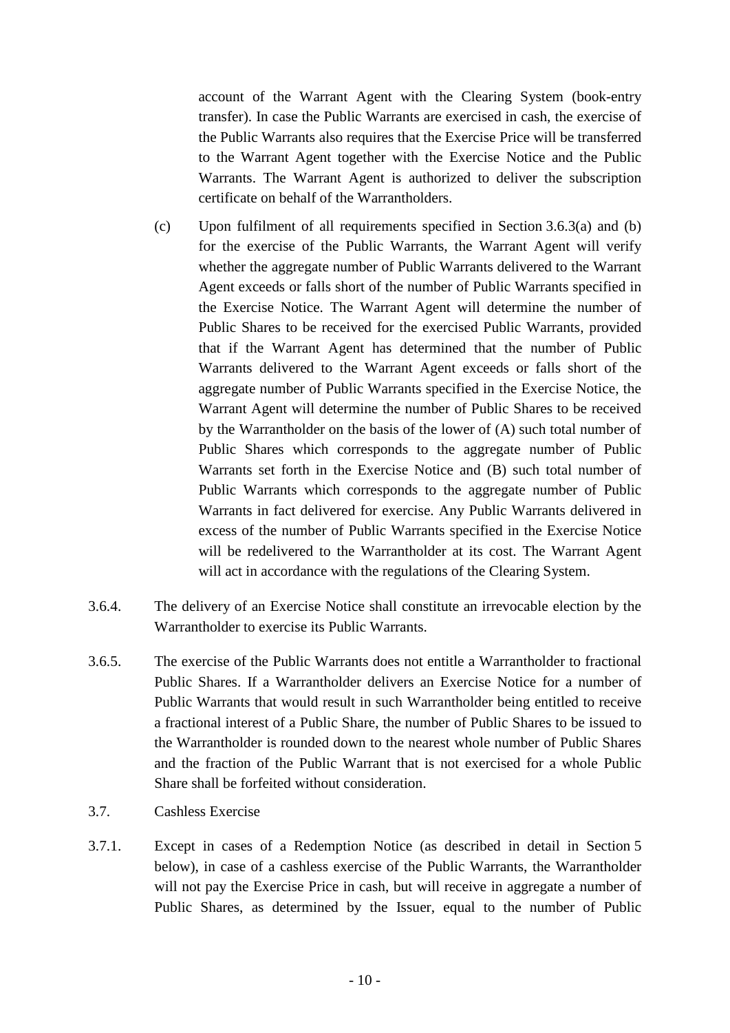account of the Warrant Agent with the Clearing System (book-entry transfer). In case the Public Warrants are exercised in cash, the exercise of the Public Warrants also requires that the Exercise Price will be transferred to the Warrant Agent together with the Exercise Notice and the Public Warrants. The Warrant Agent is authorized to deliver the subscription certificate on behalf of the Warrantholders.

(c) Upon fulfilment of all requirements specified in Section 3.6.3(a) and (b) for the exercise of the Public Warrants, the Warrant Agent will verify whether the aggregate number of Public Warrants delivered to the Warrant Agent exceeds or falls short of the number of Public Warrants specified in the Exercise Notice. The Warrant Agent will determine the number of Public Shares to be received for the exercised Public Warrants, provided that if the Warrant Agent has determined that the number of Public Warrants delivered to the Warrant Agent exceeds or falls short of the aggregate number of Public Warrants specified in the Exercise Notice, the Warrant Agent will determine the number of Public Shares to be received by the Warrantholder on the basis of the lower of (A) such total number of Public Shares which corresponds to the aggregate number of Public Warrants set forth in the Exercise Notice and (B) such total number of Public Warrants which corresponds to the aggregate number of Public Warrants in fact delivered for exercise. Any Public Warrants delivered in excess of the number of Public Warrants specified in the Exercise Notice will be redelivered to the Warrantholder at its cost. The Warrant Agent will act in accordance with the regulations of the Clearing System.

3.6.4. The delivery of an Exercise Notice shall constitute an irrevocable election by the Warrantholder to exercise its Public Warrants.

3.6.5. The exercise of the Public Warrants does not entitle a Warrantholder to fractional Public Shares. If a Warrantholder delivers an Exercise Notice for a number of Public Warrants that would result in such Warrantholder being entitled to receive a fractional interest of a Public Share, the number of Public Shares to be issued to the Warrantholder is rounded down to the nearest whole number of Public Shares and the fraction of the Public Warrant that is not exercised for a whole Public Share shall be forfeited without consideration.

3.7. Cashless Exercise

3.7.1. Except in cases of a Redemption Notice (as described in detail in Section 5 below), in case of a cashless exercise of the Public Warrants, the Warrantholder will not pay the Exercise Price in cash, but will receive in aggregate a number of Public Shares, as determined by the Issuer, equal to the number of Public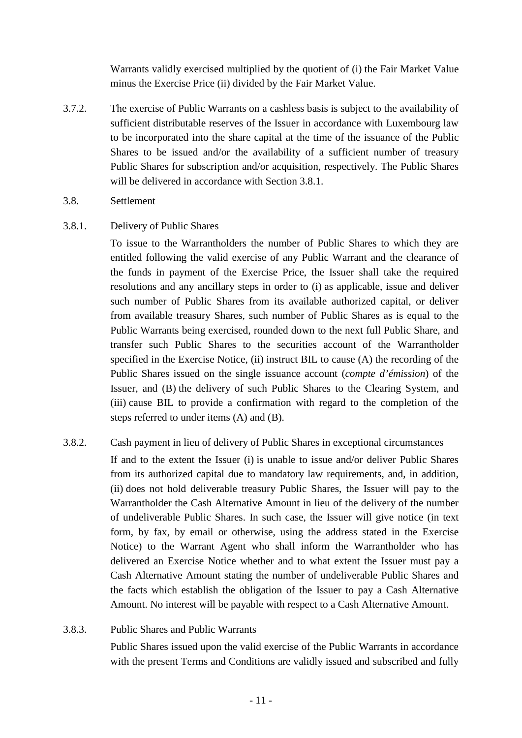Warrants validly exercised multiplied by the quotient of (i) the Fair Market Value minus the Exercise Price (ii) divided by the Fair Market Value.

3.7.2. The exercise of Public Warrants on a cashless basis is subject to the availability of sufficient distributable reserves of the Issuer in accordance with Luxembourg law to be incorporated into the share capital at the time of the issuance of the Public Shares to be issued and/or the availability of a sufficient number of treasury Public Shares for subscription and/or acquisition, respectively. The Public Shares will be delivered in accordance with Section 3.8.1.

3.8. Settlement

3.8.1. Delivery of Public Shares

To issue to the Warrantholders the number of Public Shares to which they are entitled following the valid exercise of any Public Warrant and the clearance of the funds in payment of the Exercise Price, the Issuer shall take the required resolutions and any ancillary steps in order to (i) as applicable, issue and deliver such number of Public Shares from its available authorized capital, or deliver from available treasury Shares, such number of Public Shares as is equal to the Public Warrants being exercised, rounded down to the next full Public Share, and transfer such Public Shares to the securities account of the Warrantholder specified in the Exercise Notice, (ii) instruct BIL to cause (A) the recording of the Public Shares issued on the single issuance account (*compte d'émission*) of the Issuer, and (B) the delivery of such Public Shares to the Clearing System, and (iii) cause BIL to provide a confirmation with regard to the completion of the steps referred to under items (A) and (B).

3.8.2. Cash payment in lieu of delivery of Public Shares in exceptional circumstances

If and to the extent the Issuer (i) is unable to issue and/or deliver Public Shares from its authorized capital due to mandatory law requirements, and, in addition, (ii) does not hold deliverable treasury Public Shares, the Issuer will pay to the Warrantholder the Cash Alternative Amount in lieu of the delivery of the number of undeliverable Public Shares. In such case, the Issuer will give notice (in text form, by fax, by email or otherwise, using the address stated in the Exercise Notice) to the Warrant Agent who shall inform the Warrantholder who has delivered an Exercise Notice whether and to what extent the Issuer must pay a Cash Alternative Amount stating the number of undeliverable Public Shares and the facts which establish the obligation of the Issuer to pay a Cash Alternative Amount. No interest will be payable with respect to a Cash Alternative Amount.

3.8.3. Public Shares and Public Warrants

Public Shares issued upon the valid exercise of the Public Warrants in accordance with the present Terms and Conditions are validly issued and subscribed and fully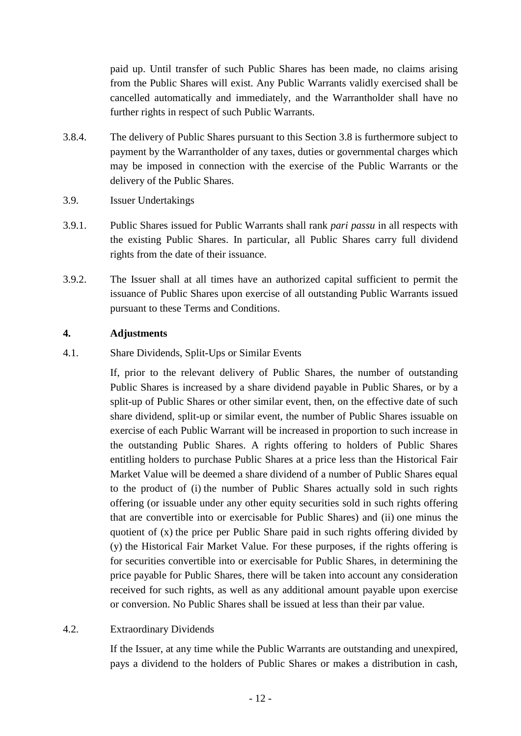paid up. Until transfer of such Public Shares has been made, no claims arising from the Public Shares will exist. Any Public Warrants validly exercised shall be cancelled automatically and immediately, and the Warrantholder shall have no further rights in respect of such Public Warrants.

3.8.4. The delivery of Public Shares pursuant to this Section 3.8 is furthermore subject to payment by the Warrantholder of any taxes, duties or governmental charges which may be imposed in connection with the exercise of the Public Warrants or the delivery of the Public Shares.

3.9. Issuer Undertakings

3.9.1. Public Shares issued for Public Warrants shall rank *pari passu* in all respects with the existing Public Shares. In particular, all Public Shares carry full dividend rights from the date of their issuance.

3.9.2. The Issuer shall at all times have an authorized capital sufficient to permit the issuance of Public Shares upon exercise of all outstanding Public Warrants issued pursuant to these Terms and Conditions.

## 4. Adjustments

4.1. Share Dividends, Split-Ups or Similar Events

If, prior to the relevant delivery of Public Shares, the number of outstanding Public Shares is increased by a share dividend payable in Public Shares, or by a split-up of Public Shares or other similar event, then, on the effective date of such share dividend, split-up or similar event, the number of Public Shares issuable on exercise of each Public Warrant will be increased in proportion to such increase in the outstanding Public Shares. A rights offering to holders of Public Shares entitling holders to purchase Public Shares at a price less than the Historical Fair Market Value will be deemed a share dividend of a number of Public Shares equal to the product of (i) the number of Public Shares actually sold in such rights offering (or issuable under any other equity securities sold in such rights offering that are convertible into or exercisable for Public Shares) and (ii) one minus the quotient of (x) the price per Public Share paid in such rights offering divided by (y) the Historical Fair Market Value. For these purposes, if the rights offering is for securities convertible into or exercisable for Public Shares, in determining the price payable for Public Shares, there will be taken into account any consideration received for such rights, as well as any additional amount payable upon exercise or conversion. No Public Shares shall be issued at less than their par value.

4.2. Extraordinary Dividends

If the Issuer, at any time while the Public Warrants are outstanding and unexpired, pays a dividend to the holders of Public Shares or makes a distribution in cash,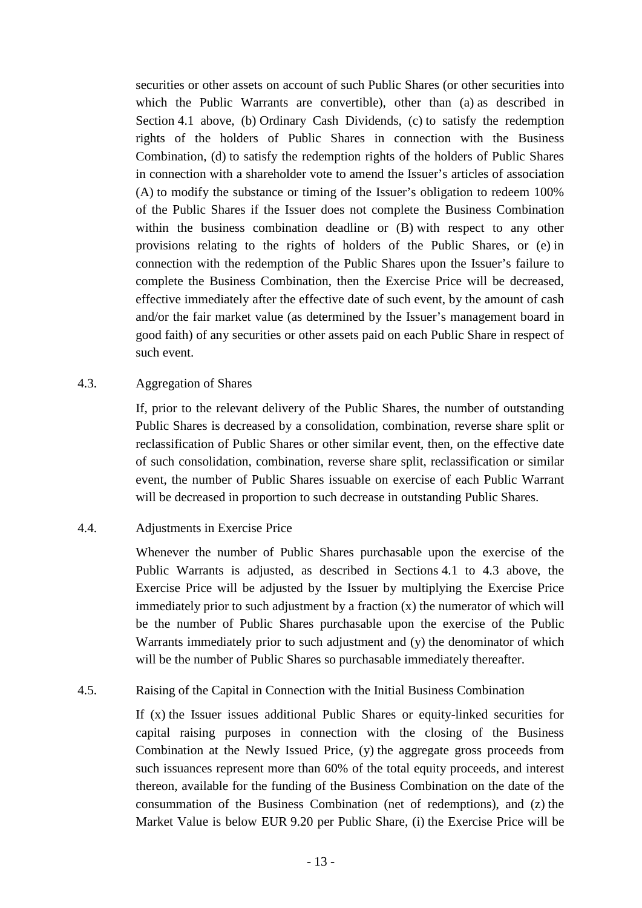securities or other assets on account of such Public Shares (or other securities into which the Public Warrants are convertible), other than (a) as described in Section 4.1 above, (b) Ordinary Cash Dividends, (c) to satisfy the redemption rights of the holders of Public Shares in connection with the Business Combination, (d) to satisfy the redemption rights of the holders of Public Shares in connection with a shareholder vote to amend the Issuer's articles of association (A) to modify the substance or timing of the Issuer's obligation to redeem 100% of the Public Shares if the Issuer does not complete the Business Combination within the business combination deadline or (B) with respect to any other provisions relating to the rights of holders of the Public Shares, or (e) in connection with the redemption of the Public Shares upon the Issuer's failure to complete the Business Combination, then the Exercise Price will be decreased, effective immediately after the effective date of such event, by the amount of cash and/or the fair market value (as determined by the Issuer's management board in good faith) of any securities or other assets paid on each Public Share in respect of such event.

4.3. Aggregation of Shares

If, prior to the relevant delivery of the Public Shares, the number of outstanding Public Shares is decreased by a consolidation, combination, reverse share split or reclassification of Public Shares or other similar event, then, on the effective date of such consolidation, combination, reverse share split, reclassification or similar event, the number of Public Shares issuable on exercise of each Public Warrant will be decreased in proportion to such decrease in outstanding Public Shares.

4.4. Adjustments in Exercise Price

Whenever the number of Public Shares purchasable upon the exercise of the Public Warrants is adjusted, as described in Sections 4.1 to 4.3 above, the Exercise Price will be adjusted by the Issuer by multiplying the Exercise Price immediately prior to such adjustment by a fraction (x) the numerator of which will be the number of Public Shares purchasable upon the exercise of the Public Warrants immediately prior to such adjustment and (y) the denominator of which will be the number of Public Shares so purchasable immediately thereafter.

4.5. Raising of the Capital in Connection with the Initial Business Combination

If (x) the Issuer issues additional Public Shares or equity-linked securities for capital raising purposes in connection with the closing of the Business Combination at the Newly Issued Price, (y) the aggregate gross proceeds from such issuances represent more than 60% of the total equity proceeds, and interest thereon, available for the funding of the Business Combination on the date of the consummation of the Business Combination (net of redemptions), and (z) the Market Value is below EUR 9.20 per Public Share, (i) the Exercise Price will be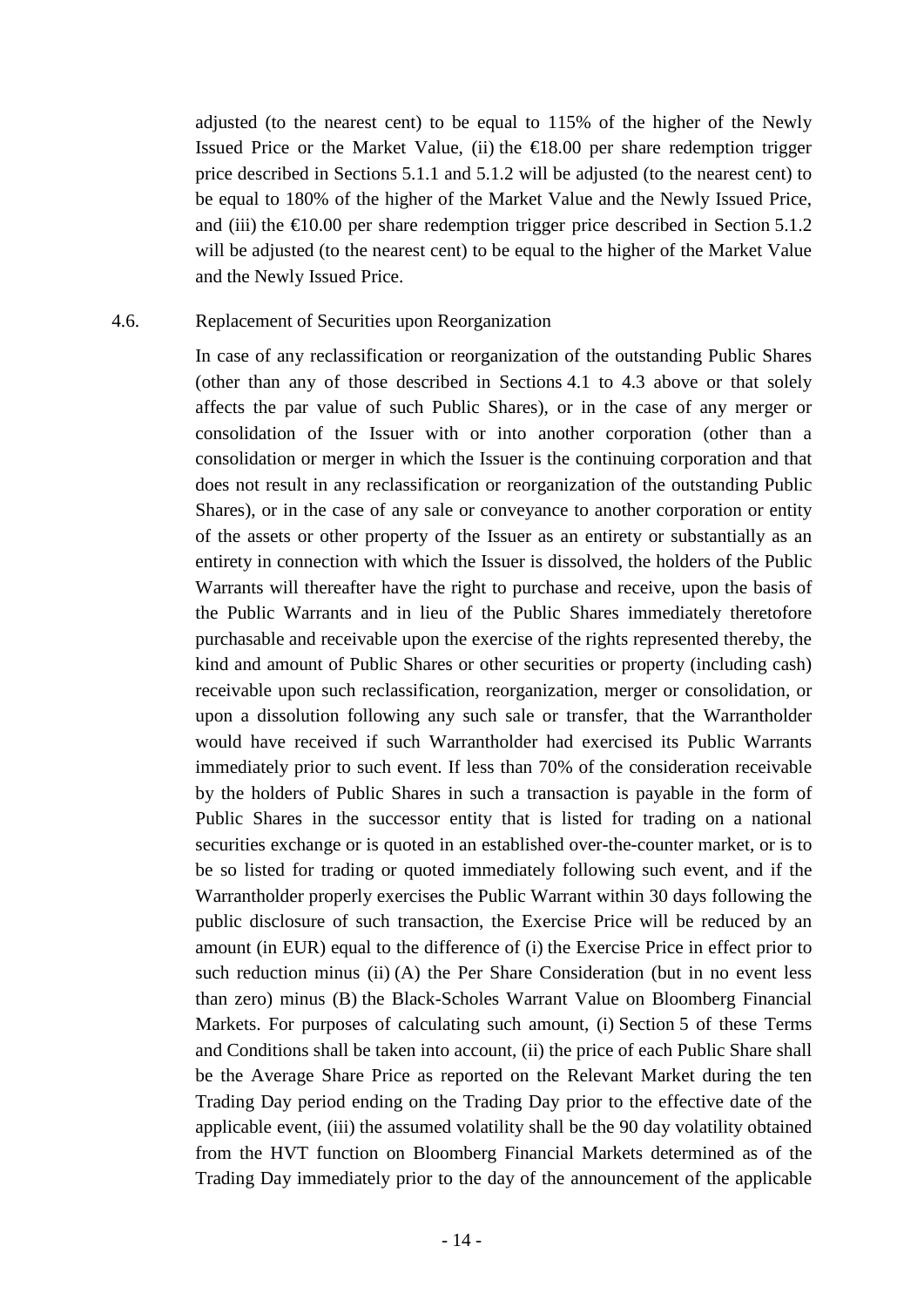adjusted (to the nearest cent) to be equal to 115% of the higher of the Newly Issued Price or the Market Value, (ii) the €18.00 per share redemption trigger price described in Sections 5.1.1 and 5.1.2 will be adjusted (to the nearest cent) to be equal to 180% of the higher of the Market Value and the Newly Issued Price, and (iii) the €10.00 per share redemption trigger price described in Section 5.1.2 will be adjusted (to the nearest cent) to be equal to the higher of the Market Value and the Newly Issued Price.

## 4.6. Replacement of Securities upon Reorganization

In case of any reclassification or reorganization of the outstanding Public Shares (other than any of those described in Sections 4.1 to 4.3 above or that solely affects the par value of such Public Shares), or in the case of any merger or consolidation of the Issuer with or into another corporation (other than a consolidation or merger in which the Issuer is the continuing corporation and that does not result in any reclassification or reorganization of the outstanding Public Shares), or in the case of any sale or conveyance to another corporation or entity of the assets or other property of the Issuer as an entirety or substantially as an entirety in connection with which the Issuer is dissolved, the holders of the Public Warrants will thereafter have the right to purchase and receive, upon the basis of the Public Warrants and in lieu of the Public Shares immediately theretofore purchasable and receivable upon the exercise of the rights represented thereby, the kind and amount of Public Shares or other securities or property (including cash) receivable upon such reclassification, reorganization, merger or consolidation, or upon a dissolution following any such sale or transfer, that the Warrantholder would have received if such Warrantholder had exercised its Public Warrants immediately prior to such event. If less than 70% of the consideration receivable by the holders of Public Shares in such a transaction is payable in the form of Public Shares in the successor entity that is listed for trading on a national securities exchange or is quoted in an established over-the-counter market, or is to be so listed for trading or quoted immediately following such event, and if the Warrantholder properly exercises the Public Warrant within 30 days following the public disclosure of such transaction, the Exercise Price will be reduced by an amount (in EUR) equal to the difference of (i) the Exercise Price in effect prior to such reduction minus (ii) (A) the Per Share Consideration (but in no event less than zero) minus (B) the Black-Scholes Warrant Value on Bloomberg Financial Markets. For purposes of calculating such amount, (i) Section 5 of these Terms and Conditions shall be taken into account, (ii) the price of each Public Share shall be the Average Share Price as reported on the Relevant Market during the ten Trading Day period ending on the Trading Day prior to the effective date of the applicable event, (iii) the assumed volatility shall be the 90 day volatility obtained from the HVT function on Bloomberg Financial Markets determined as of the Trading Day immediately prior to the day of the announcement of the applicable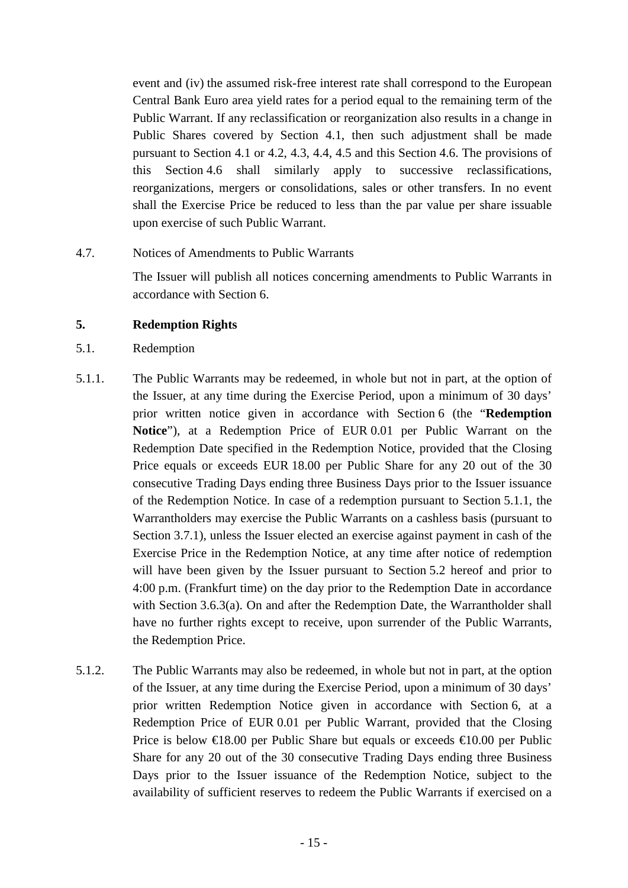event and (iv) the assumed risk-free interest rate shall correspond to the European Central Bank Euro area yield rates for a period equal to the remaining term of the Public Warrant. If any reclassification or reorganization also results in a change in Public Shares covered by Section 4.1, then such adjustment shall be made pursuant to Section 4.1 or 4.2, 4.3, 4.4, 4.5 and this Section 4.6. The provisions of this Section 4.6 shall similarly apply to successive reclassifications, reorganizations, mergers or consolidations, sales or other transfers. In no event shall the Exercise Price be reduced to less than the par value per share issuable upon exercise of such Public Warrant.

4.7. Notices of Amendments to Public Warrants

The Issuer will publish all notices concerning amendments to Public Warrants in accordance with Section 6.

## 5. Redemption Rights

5.1. Redemption

5.1.1. The Public Warrants may be redeemed, in whole but not in part, at the option of the Issuer, at any time during the Exercise Period, upon a minimum of 30 days' prior written notice given in accordance with Section 6 (the "**Redemption Notice**"), at a Redemption Price of EUR 0.01 per Public Warrant on the Redemption Date specified in the Redemption Notice, provided that the Closing Price equals or exceeds EUR 18.00 per Public Share for any 20 out of the 30 consecutive Trading Days ending three Business Days prior to the Issuer issuance of the Redemption Notice. In case of a redemption pursuant to Section 5.1.1, the Warrantholders may exercise the Public Warrants on a cashless basis (pursuant to Section 3.7.1), unless the Issuer elected an exercise against payment in cash of the Exercise Price in the Redemption Notice, at any time after notice of redemption will have been given by the Issuer pursuant to Section 5.2 hereof and prior to 4:00 p.m. (Frankfurt time) on the day prior to the Redemption Date in accordance with Section 3.6.3(a). On and after the Redemption Date, the Warrantholder shall have no further rights except to receive, upon surrender of the Public Warrants, the Redemption Price.

5.1.2. The Public Warrants may also be redeemed, in whole but not in part, at the option of the Issuer, at any time during the Exercise Period, upon a minimum of 30 days' prior written Redemption Notice given in accordance with Section 6, at a Redemption Price of EUR 0.01 per Public Warrant, provided that the Closing Price is below €18.00 per Public Share but equals or exceeds €10.00 per Public Share for any 20 out of the 30 consecutive Trading Days ending three Business Days prior to the Issuer issuance of the Redemption Notice, subject to the availability of sufficient reserves to redeem the Public Warrants if exercised on a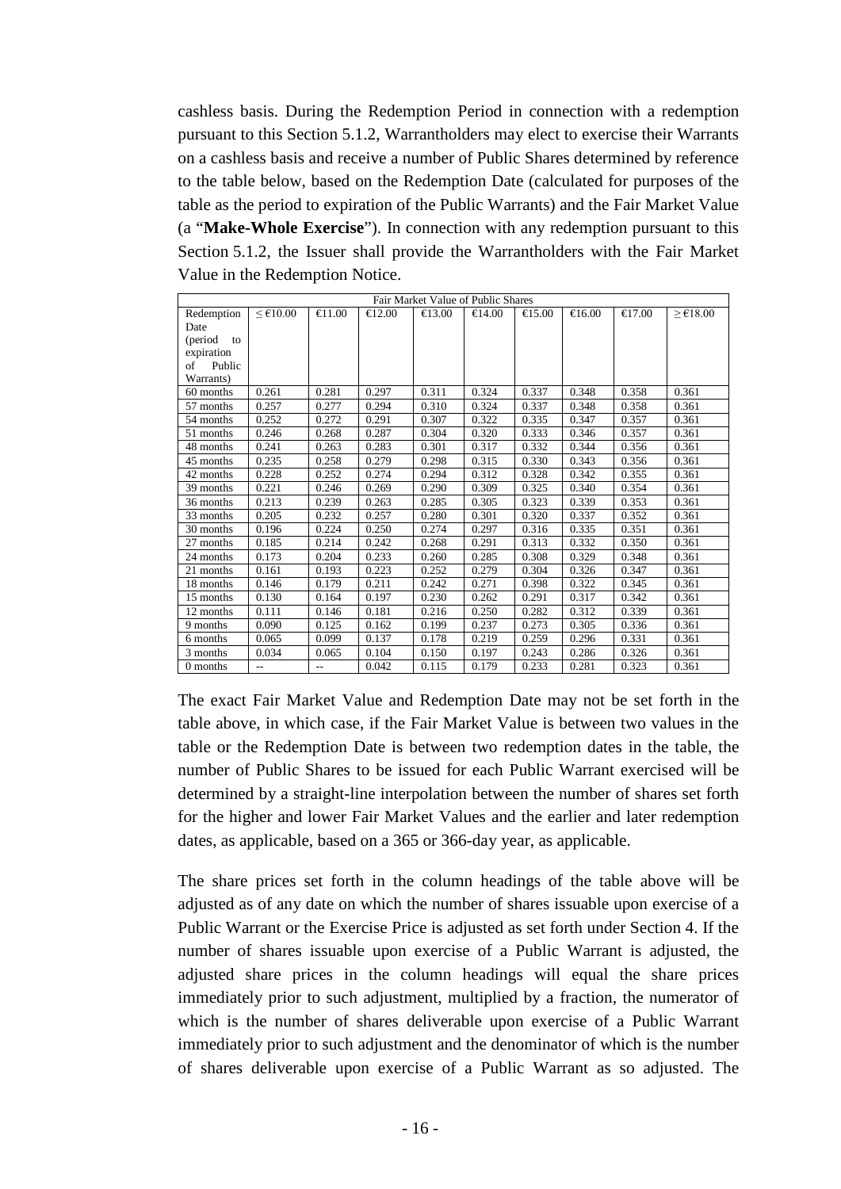cashless basis. During the Redemption Period in connection with a redemption pursuant to this Section 5.1.2, Warrantholders may elect to exercise their Warrants on a cashless basis and receive a number of Public Shares determined by reference to the table below, based on the Redemption Date (calculated for purposes of the table as the period to expiration of the Public Warrants) and the Fair Market Value (a "**Make-Whole Exercise**"). In connection with any redemption pursuant to this Section 5.1.2, the Issuer shall provide the Warrantholders with the Fair Market Value in the Redemption Notice.

| | Fair Market Value of Public Shares | | | | | | | | |
|---|---|---|---|---|---|---|---|---|---|
| Redemption Date (period to expiration of Public Warrants) | ≤ €10.00 | €11.00 | €12.00 | €13.00 | €14.00 | €15.00 | €16.00 | €17.00 | ≥ €18.00 |
| 60 months | 0.261 | 0.281 | 0.297 | 0.311 | 0.324 | 0.337 | 0.348 | 0.358 | 0.361 |
| 57 months | 0.257 | 0.277 | 0.294 | 0.310 | 0.324 | 0.337 | 0.348 | 0.358 | 0.361 |
| 54 months | 0.252 | 0.272 | 0.291 | 0.307 | 0.322 | 0.335 | 0.347 | 0.357 | 0.361 |
| 51 months | 0.246 | 0.268 | 0.287 | 0.304 | 0.320 | 0.333 | 0.346 | 0.357 | 0.361 |
| 48 months | 0.241 | 0.263 | 0.283 | 0.301 | 0.317 | 0.332 | 0.344 | 0.356 | 0.361 |
| 45 months | 0.235 | 0.258 | 0.279 | 0.298 | 0.315 | 0.330 | 0.343 | 0.356 | 0.361 |
| 42 months | 0.228 | 0.252 | 0.274 | 0.294 | 0.312 | 0.328 | 0.342 | 0.355 | 0.361 |
| 39 months | 0.221 | 0.246 | 0.269 | 0.290 | 0.309 | 0.325 | 0.340 | 0.354 | 0.361 |
| 36 months | 0.213 | 0.239 | 0.263 | 0.285 | 0.305 | 0.323 | 0.339 | 0.353 | 0.361 |
| 33 months | 0.205 | 0.232 | 0.257 | 0.280 | 0.301 | 0.320 | 0.337 | 0.352 | 0.361 |
| 30 months | 0.196 | 0.224 | 0.250 | 0.274 | 0.297 | 0.316 | 0.335 | 0.351 | 0.361 |
| 27 months | 0.185 | 0.214 | 0.242 | 0.268 | 0.291 | 0.313 | 0.332 | 0.350 | 0.361 |
| 24 months | 0.173 | 0.204 | 0.233 | 0.260 | 0.285 | 0.308 | 0.329 | 0.348 | 0.361 |
| 21 months | 0.161 | 0.193 | 0.223 | 0.252 | 0.279 | 0.304 | 0.326 | 0.347 | 0.361 |
| 18 months | 0.146 | 0.179 | 0.211 | 0.242 | 0.271 | 0.398 | 0.322 | 0.345 | 0.361 |
| 15 months | 0.130 | 0.164 | 0.197 | 0.230 | 0.262 | 0.291 | 0.317 | 0.342 | 0.361 |
| 12 months | 0.111 | 0.146 | 0.181 | 0.216 | 0.250 | 0.282 | 0.312 | 0.339 | 0.361 |
| 9 months | 0.090 | 0.125 | 0.162 | 0.199 | 0.237 | 0.273 | 0.305 | 0.336 | 0.361 |
| 6 months | 0.065 | 0.099 | 0.137 | 0.178 | 0.219 | 0.259 | 0.296 | 0.331 | 0.361 |
| 3 months | 0.034 | 0.065 | 0.104 | 0.150 | 0.197 | 0.243 | 0.286 | 0.326 | 0.361 |
| 0 months | -- | -- | 0.042 | 0.115 | 0.179 | 0.233 | 0.281 | 0.323 | 0.361 |

The exact Fair Market Value and Redemption Date may not be set forth in the table above, in which case, if the Fair Market Value is between two values in the table or the Redemption Date is between two redemption dates in the table, the number of Public Shares to be issued for each Public Warrant exercised will be determined by a straight-line interpolation between the number of shares set forth for the higher and lower Fair Market Values and the earlier and later redemption dates, as applicable, based on a 365 or 366-day year, as applicable.

The share prices set forth in the column headings of the table above will be adjusted as of any date on which the number of shares issuable upon exercise of a Public Warrant or the Exercise Price is adjusted as set forth under Section 4. If the number of shares issuable upon exercise of a Public Warrant is adjusted, the adjusted share prices in the column headings will equal the share prices immediately prior to such adjustment, multiplied by a fraction, the numerator of which is the number of shares deliverable upon exercise of a Public Warrant immediately prior to such adjustment and the denominator of which is the number of shares deliverable upon exercise of a Public Warrant as so adjusted. The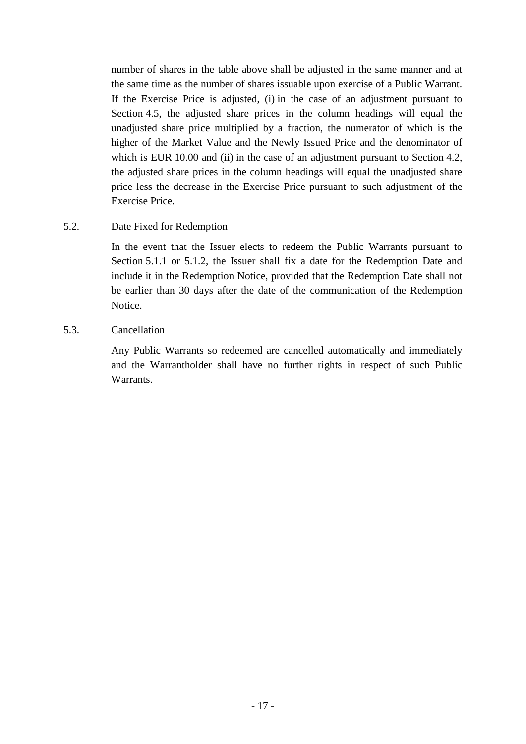number of shares in the table above shall be adjusted in the same manner and at the same time as the number of shares issuable upon exercise of a Public Warrant. If the Exercise Price is adjusted, (i) in the case of an adjustment pursuant to Section 4.5, the adjusted share prices in the column headings will equal the unadjusted share price multiplied by a fraction, the numerator of which is the higher of the Market Value and the Newly Issued Price and the denominator of which is EUR 10.00 and (ii) in the case of an adjustment pursuant to Section 4.2, the adjusted share prices in the column headings will equal the unadjusted share price less the decrease in the Exercise Price pursuant to such adjustment of the Exercise Price.

5.2. Date Fixed for Redemption

In the event that the Issuer elects to redeem the Public Warrants pursuant to Section 5.1.1 or 5.1.2, the Issuer shall fix a date for the Redemption Date and include it in the Redemption Notice, provided that the Redemption Date shall not be earlier than 30 days after the date of the communication of the Redemption Notice.

5.3. Cancellation

Any Public Warrants so redeemed are cancelled automatically and immediately and the Warrantholder shall have no further rights in respect of such Public Warrants.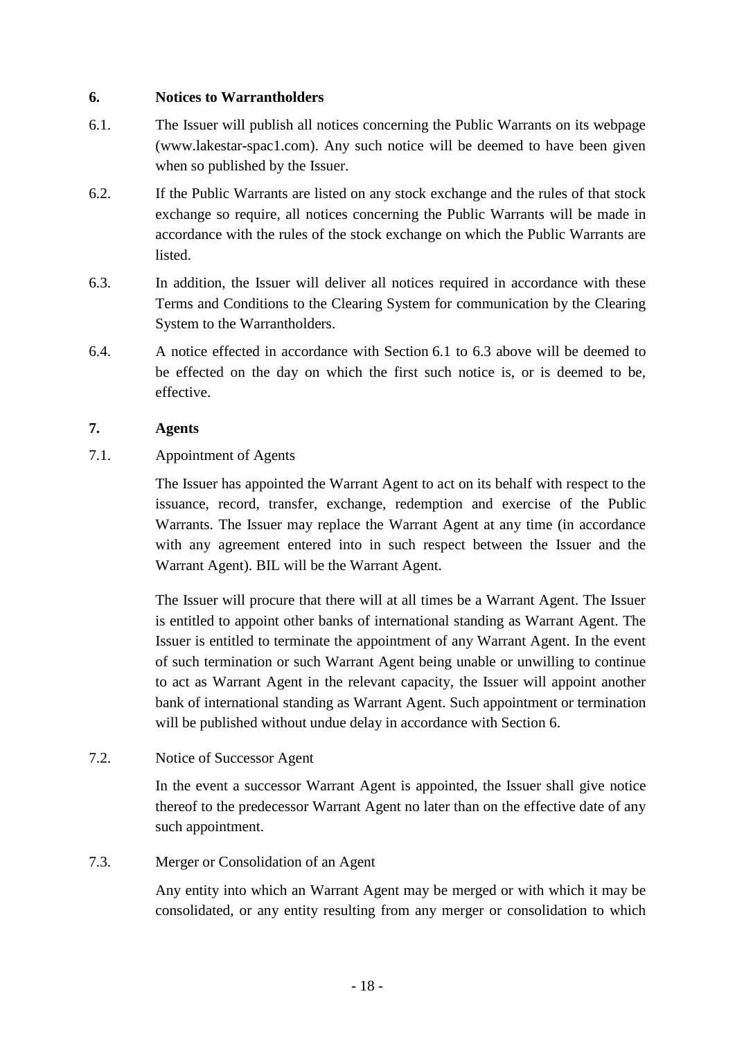## 6. Notices to Warrantholders

6.1. The Issuer will publish all notices concerning the Public Warrants on its webpage (www.lakestar-spac1.com). Any such notice will be deemed to have been given when so published by the Issuer.

6.2. If the Public Warrants are listed on any stock exchange and the rules of that stock exchange so require, all notices concerning the Public Warrants will be made in accordance with the rules of the stock exchange on which the Public Warrants are listed.

6.3. In addition, the Issuer will deliver all notices required in accordance with these Terms and Conditions to the Clearing System for communication by the Clearing System to the Warrantholders.

6.4. A notice effected in accordance with Section 6.1 to 6.3 above will be deemed to be effected on the day on which the first such notice is, or is deemed to be, effective.

## 7. Agents

7.1. Appointment of Agents

The Issuer has appointed the Warrant Agent to act on its behalf with respect to the issuance, record, transfer, exchange, redemption and exercise of the Public Warrants. The Issuer may replace the Warrant Agent at any time (in accordance with any agreement entered into in such respect between the Issuer and the Warrant Agent). BIL will be the Warrant Agent.

The Issuer will procure that there will at all times be a Warrant Agent. The Issuer is entitled to appoint other banks of international standing as Warrant Agent. The Issuer is entitled to terminate the appointment of any Warrant Agent. In the event of such termination or such Warrant Agent being unable or unwilling to continue to act as Warrant Agent in the relevant capacity, the Issuer will appoint another bank of international standing as Warrant Agent. Such appointment or termination will be published without undue delay in accordance with Section 6.

7.2. Notice of Successor Agent

In the event a successor Warrant Agent is appointed, the Issuer shall give notice thereof to the predecessor Warrant Agent no later than on the effective date of any such appointment.

7.3. Merger or Consolidation of an Agent

Any entity into which an Warrant Agent may be merged or with which it may be consolidated, or any entity resulting from any merger or consolidation to which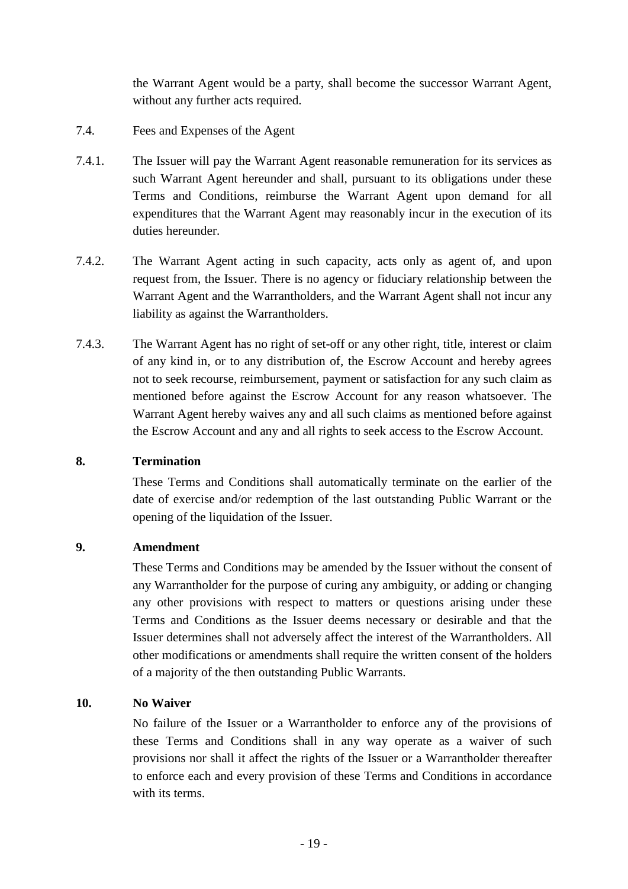the Warrant Agent would be a party, shall become the successor Warrant Agent, without any further acts required.

7.4. Fees and Expenses of the Agent

7.4.1. The Issuer will pay the Warrant Agent reasonable remuneration for its services as such Warrant Agent hereunder and shall, pursuant to its obligations under these Terms and Conditions, reimburse the Warrant Agent upon demand for all expenditures that the Warrant Agent may reasonably incur in the execution of its duties hereunder.

7.4.2. The Warrant Agent acting in such capacity, acts only as agent of, and upon request from, the Issuer. There is no agency or fiduciary relationship between the Warrant Agent and the Warrantholders, and the Warrant Agent shall not incur any liability as against the Warrantholders.

7.4.3. The Warrant Agent has no right of set-off or any other right, title, interest or claim of any kind in, or to any distribution of, the Escrow Account and hereby agrees not to seek recourse, reimbursement, payment or satisfaction for any such claim as mentioned before against the Escrow Account for any reason whatsoever. The Warrant Agent hereby waives any and all such claims as mentioned before against the Escrow Account and any and all rights to seek access to the Escrow Account.

## 8. Termination

These Terms and Conditions shall automatically terminate on the earlier of the date of exercise and/or redemption of the last outstanding Public Warrant or the opening of the liquidation of the Issuer.

## 9. Amendment

These Terms and Conditions may be amended by the Issuer without the consent of any Warrantholder for the purpose of curing any ambiguity, or adding or changing any other provisions with respect to matters or questions arising under these Terms and Conditions as the Issuer deems necessary or desirable and that the Issuer determines shall not adversely affect the interest of the Warrantholders. All other modifications or amendments shall require the written consent of the holders of a majority of the then outstanding Public Warrants.

## 10. No Waiver

No failure of the Issuer or a Warrantholder to enforce any of the provisions of these Terms and Conditions shall in any way operate as a waiver of such provisions nor shall it affect the rights of the Issuer or a Warrantholder thereafter to enforce each and every provision of these Terms and Conditions in accordance with its terms.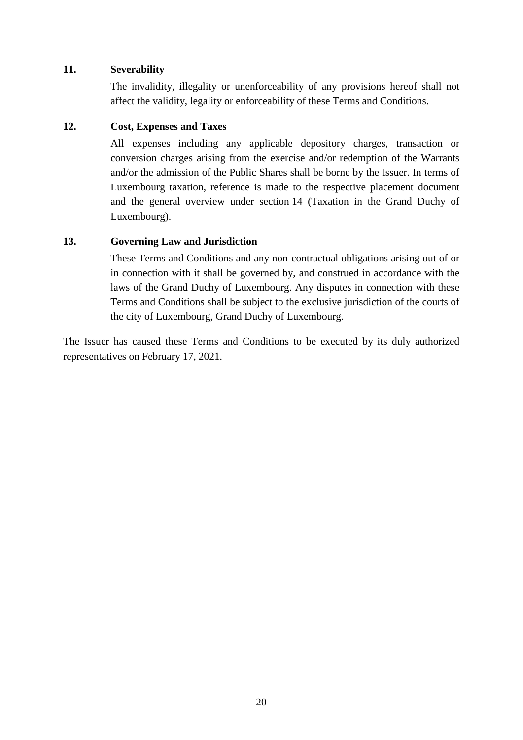## 11. Severability

The invalidity, illegality or unenforceability of any provisions hereof shall not affect the validity, legality or enforceability of these Terms and Conditions.

## 12. Cost, Expenses and Taxes

All expenses including any applicable depository charges, transaction or conversion charges arising from the exercise and/or redemption of the Warrants and/or the admission of the Public Shares shall be borne by the Issuer. In terms of Luxembourg taxation, reference is made to the respective placement document and the general overview under section 14 (Taxation in the Grand Duchy of Luxembourg).

## 13. Governing Law and Jurisdiction

These Terms and Conditions and any non-contractual obligations arising out of or in connection with it shall be governed by, and construed in accordance with the laws of the Grand Duchy of Luxembourg. Any disputes in connection with these Terms and Conditions shall be subject to the exclusive jurisdiction of the courts of the city of Luxembourg, Grand Duchy of Luxembourg.

The Issuer has caused these Terms and Conditions to be executed by its duly authorized representatives on February 17, 2021.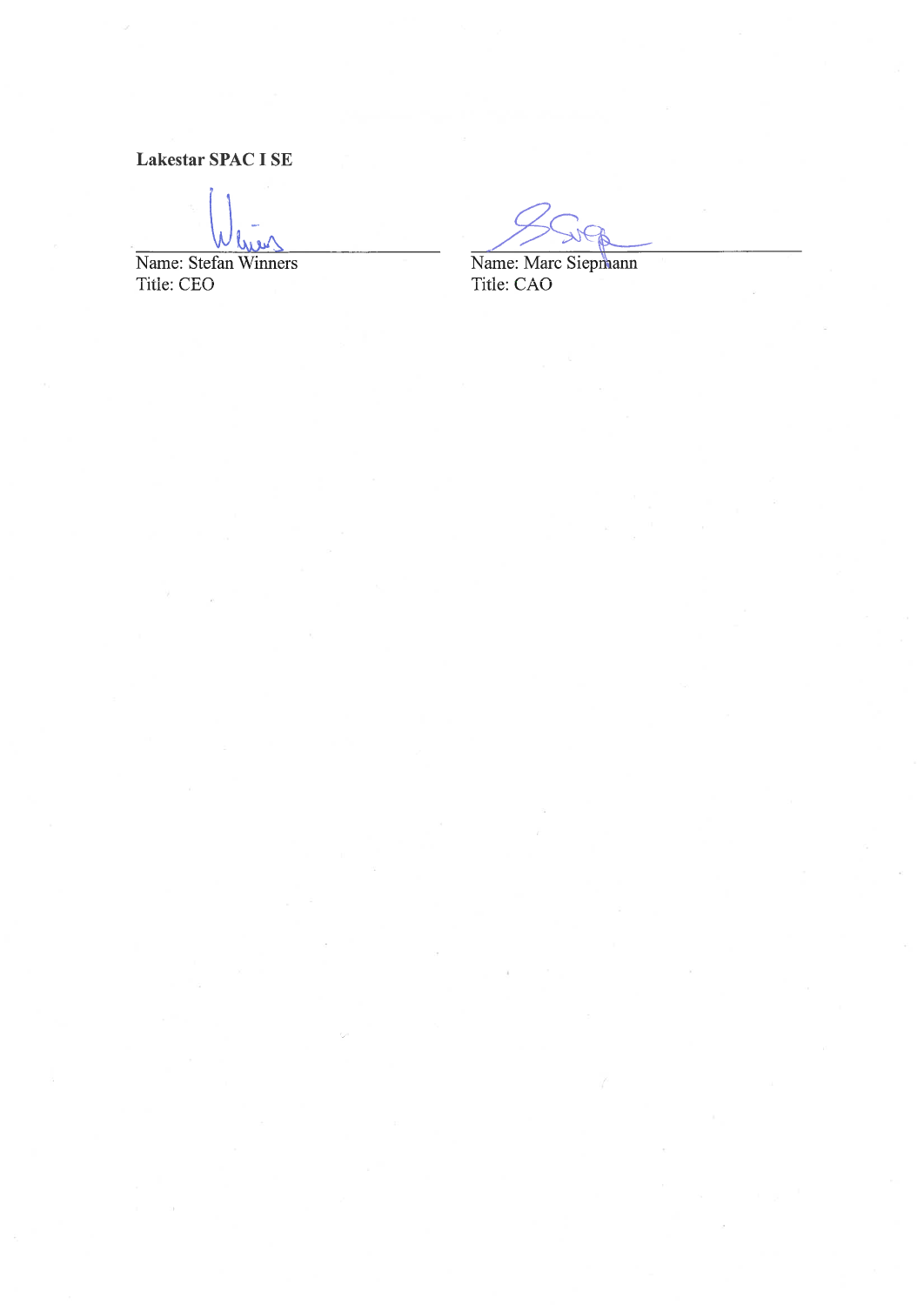**Lakestar SPAC I SE**

_______________________________
Name: Stefan Winners
Title: CEO

_______________________________
Name: Marc Siepmann
Title: CAO